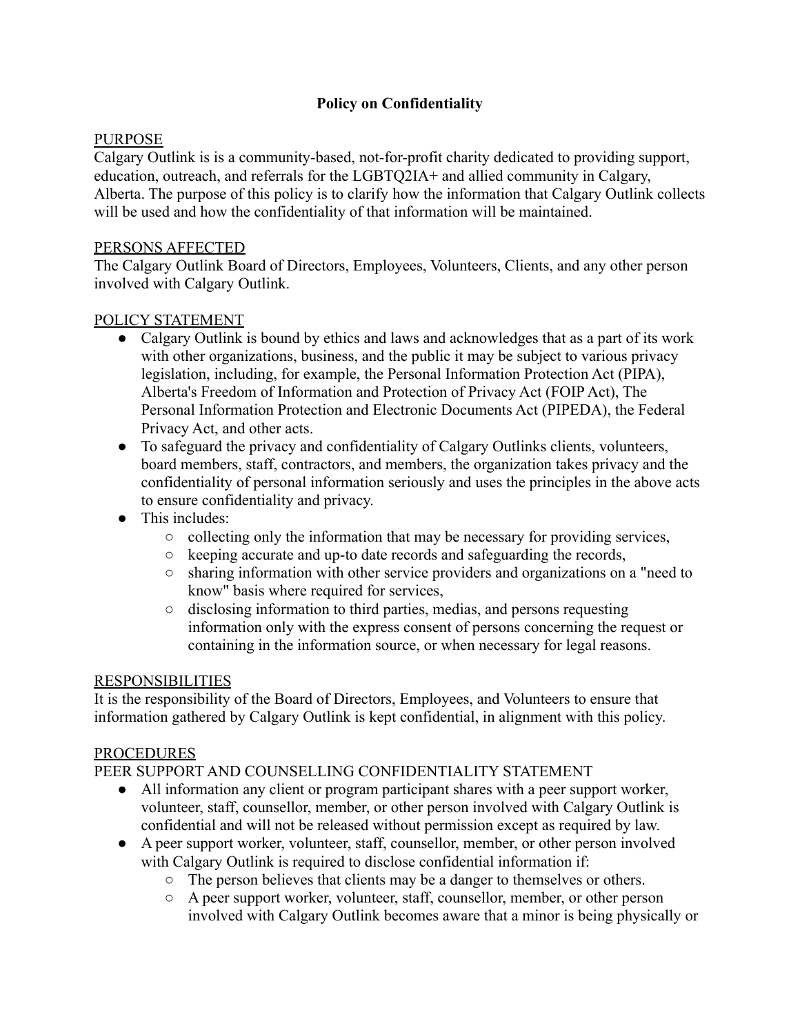# Policy on Confidentiality

PURPOSE

Calgary Outlink is is a community-based, not-for-profit charity dedicated to providing support, education, outreach, and referrals for the LGBTQ2IA+ and allied community in Calgary, Alberta. The purpose of this policy is to clarify how the information that Calgary Outlink collects will be used and how the confidentiality of that information will be maintained.

PERSONS AFFECTED

The Calgary Outlink Board of Directors, Employees, Volunteers, Clients, and any other person involved with Calgary Outlink.

POLICY STATEMENT

- Calgary Outlink is bound by ethics and laws and acknowledges that as a part of its work with other organizations, business, and the public it may be subject to various privacy legislation, including, for example, the Personal Information Protection Act (PIPA), Alberta's Freedom of Information and Protection of Privacy Act (FOIP Act), The Personal Information Protection and Electronic Documents Act (PIPEDA), the Federal Privacy Act, and other acts.
- To safeguard the privacy and confidentiality of Calgary Outlinks clients, volunteers, board members, staff, contractors, and members, the organization takes privacy and the confidentiality of personal information seriously and uses the principles in the above acts to ensure confidentiality and privacy.
- This includes:
  - collecting only the information that may be necessary for providing services,
  - keeping accurate and up-to date records and safeguarding the records,
  - sharing information with other service providers and organizations on a "need to know" basis where required for services,
  - disclosing information to third parties, medias, and persons requesting information only with the express consent of persons concerning the request or containing in the information source, or when necessary for legal reasons.

RESPONSIBILITIES

It is the responsibility of the Board of Directors, Employees, and Volunteers to ensure that information gathered by Calgary Outlink is kept confidential, in alignment with this policy.

PROCEDURES

PEER SUPPORT AND COUNSELLING CONFIDENTIALITY STATEMENT

- All information any client or program participant shares with a peer support worker, volunteer, staff, counsellor, member, or other person involved with Calgary Outlink is confidential and will not be released without permission except as required by law.
- A peer support worker, volunteer, staff, counsellor, member, or other person involved with Calgary Outlink is required to disclose confidential information if:
  - The person believes that clients may be a danger to themselves or others.
  - A peer support worker, volunteer, staff, counsellor, member, or other person involved with Calgary Outlink becomes aware that a minor is being physically or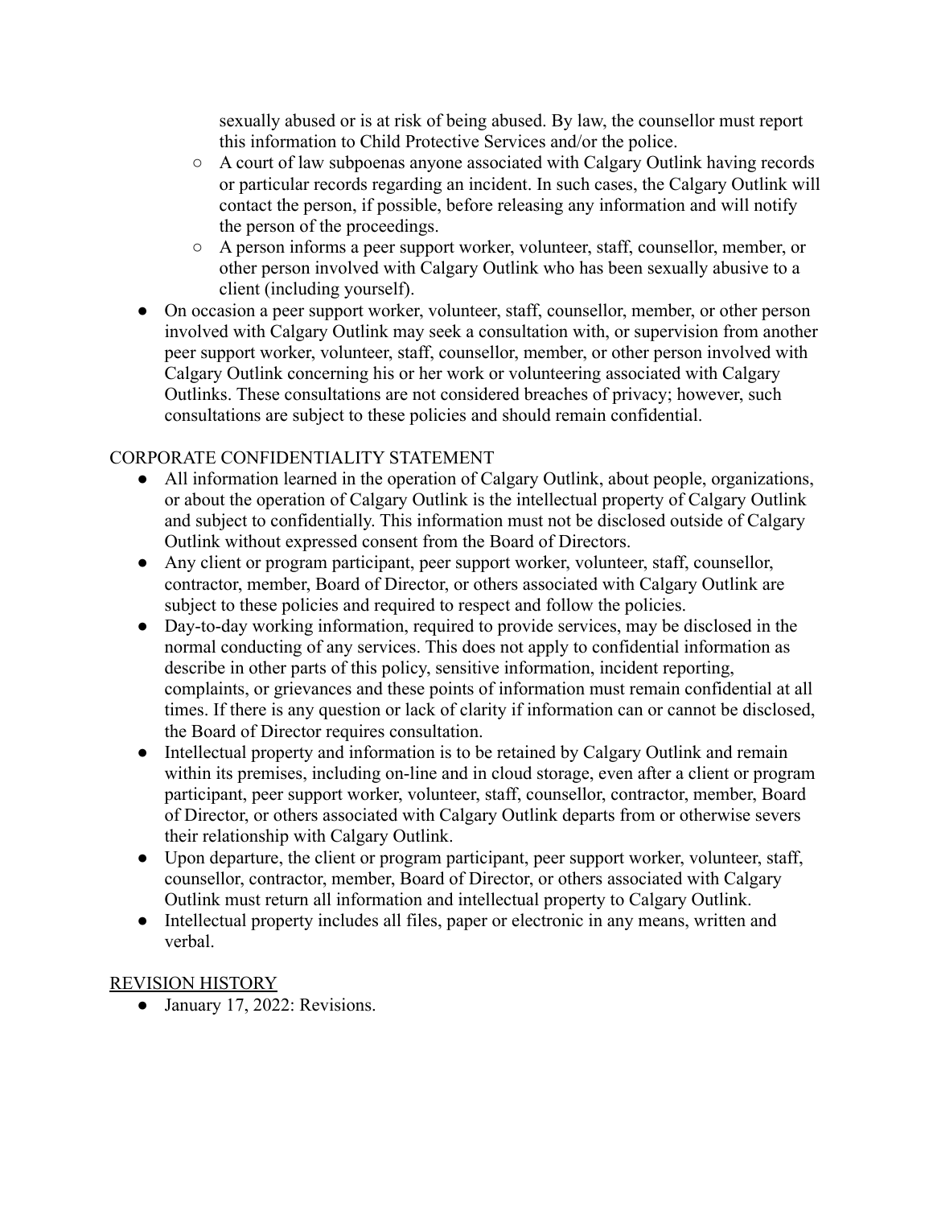sexually abused or is at risk of being abused. By law, the counsellor must report this information to Child Protective Services and/or the police.
  - A court of law subpoenas anyone associated with Calgary Outlink having records or particular records regarding an incident. In such cases, the Calgary Outlink will contact the person, if possible, before releasing any information and will notify the person of the proceedings.
  - A person informs a peer support worker, volunteer, staff, counsellor, member, or other person involved with Calgary Outlink who has been sexually abusive to a client (including yourself).
- On occasion a peer support worker, volunteer, staff, counsellor, member, or other person involved with Calgary Outlink may seek a consultation with, or supervision from another peer support worker, volunteer, staff, counsellor, member, or other person involved with Calgary Outlink concerning his or her work or volunteering associated with Calgary Outlinks. These consultations are not considered breaches of privacy; however, such consultations are subject to these policies and should remain confidential.

CORPORATE CONFIDENTIALITY STATEMENT

- All information learned in the operation of Calgary Outlink, about people, organizations, or about the operation of Calgary Outlink is the intellectual property of Calgary Outlink and subject to confidentially. This information must not be disclosed outside of Calgary Outlink without expressed consent from the Board of Directors.
- Any client or program participant, peer support worker, volunteer, staff, counsellor, contractor, member, Board of Director, or others associated with Calgary Outlink are subject to these policies and required to respect and follow the policies.
- Day-to-day working information, required to provide services, may be disclosed in the normal conducting of any services. This does not apply to confidential information as describe in other parts of this policy, sensitive information, incident reporting, complaints, or grievances and these points of information must remain confidential at all times. If there is any question or lack of clarity if information can or cannot be disclosed, the Board of Director requires consultation.
- Intellectual property and information is to be retained by Calgary Outlink and remain within its premises, including on-line and in cloud storage, even after a client or program participant, peer support worker, volunteer, staff, counsellor, contractor, member, Board of Director, or others associated with Calgary Outlink departs from or otherwise severs their relationship with Calgary Outlink.
- Upon departure, the client or program participant, peer support worker, volunteer, staff, counsellor, contractor, member, Board of Director, or others associated with Calgary Outlink must return all information and intellectual property to Calgary Outlink.
- Intellectual property includes all files, paper or electronic in any means, written and verbal.

REVISION HISTORY

- January 17, 2022: Revisions.